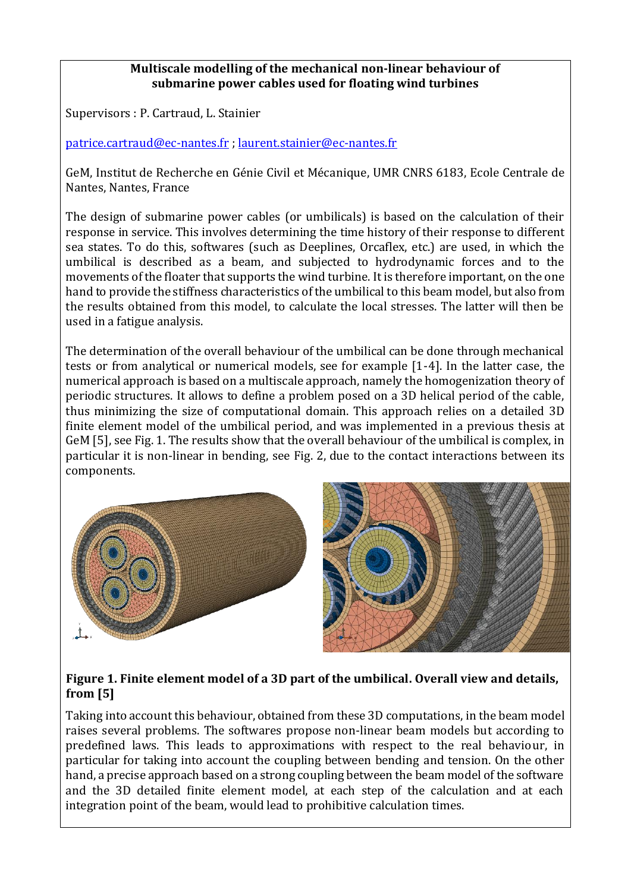**Multiscale modelling of the mechanical non-linear behaviour of submarine power cables used for floating wind turbines**

Supervisors : P. Cartraud, L. Stainier

patrice.cartraud@ec-nantes.fr ; laurent.stainier@ec-nantes.fr

GeM, Institut de Recherche en Génie Civil et Mécanique, UMR CNRS 6183, Ecole Centrale de Nantes, Nantes, France

The design of submarine power cables (or umbilicals) is based on the calculation of their response in service. This involves determining the time history of their response to different sea states. To do this, softwares (such as Deeplines, Orcaflex, etc.) are used, in which the umbilical is described as a beam, and subjected to hydrodynamic forces and to the movements of the floater that supports the wind turbine. It is therefore important, on the one hand to provide the stiffness characteristics of the umbilical to this beam model, but also from the results obtained from this model, to calculate the local stresses. The latter will then be used in a fatigue analysis.

The determination of the overall behaviour of the umbilical can be done through mechanical tests or from analytical or numerical models, see for example [1-4]. In the latter case, the numerical approach is based on a multiscale approach, namely the homogenization theory of periodic structures. It allows to define a problem posed on a 3D helical period of the cable, thus minimizing the size of computational domain. This approach relies on a detailed 3D finite element model of the umbilical period, and was implemented in a previous thesis at GeM [5], see Fig. 1. The results show that the overall behaviour of the umbilical is complex, in particular it is non-linear in bending, see Fig. 2, due to the contact interactions between its components.

**Figure 1. Finite element model of a 3D part of the umbilical. Overall view and details, from [5]**

Taking into account this behaviour, obtained from these 3D computations, in the beam model raises several problems. The softwares propose non-linear beam models but according to predefined laws. This leads to approximations with respect to the real behaviour, in particular for taking into account the coupling between bending and tension. On the other hand, a precise approach based on a strong coupling between the beam model of the software and the 3D detailed finite element model, at each step of the calculation and at each integration point of the beam, would lead to prohibitive calculation times.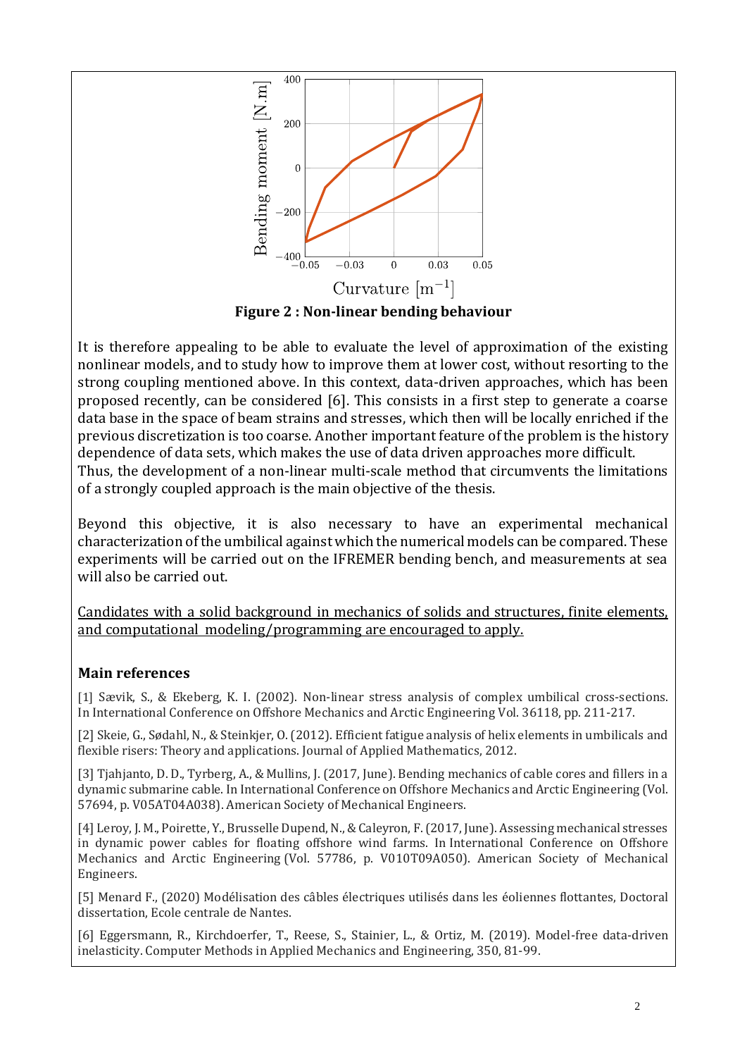400

200

0

−200

−400

−0.05 −0.03 0 0.03 0.05

Bending moment [N.m]

Curvature $[m^{-1}]$

**Figure 2 : Non-linear bending behaviour**

It is therefore appealing to be able to evaluate the level of approximation of the existing nonlinear models, and to study how to improve them at lower cost, without resorting to the strong coupling mentioned above. In this context, data-driven approaches, which has been proposed recently, can be considered [6]. This consists in a first step to generate a coarse data base in the space of beam strains and stresses, which then will be locally enriched if the previous discretization is too coarse. Another important feature of the problem is the history dependence of data sets, which makes the use of data driven approaches more difficult.
Thus, the development of a non-linear multi-scale method that circumvents the limitations of a strongly coupled approach is the main objective of the thesis.

Beyond this objective, it is also necessary to have an experimental mechanical characterization of the umbilical against which the numerical models can be compared. These experiments will be carried out on the IFREMER bending bench, and measurements at sea will also be carried out.

<u>Candidates with a solid background in mechanics of solids and structures, finite elements, and computational modeling/programming are encouraged to apply.</u>

### Main references

[1] Sævik, S., & Ekeberg, K. I. (2002). Non-linear stress analysis of complex umbilical cross-sections. In International Conference on Offshore Mechanics and Arctic Engineering Vol. 36118, pp. 211-217.

[2] Skeie, G., Sødahl, N., & Steinkjer, O. (2012). Efficient fatigue analysis of helix elements in umbilicals and flexible risers: Theory and applications. Journal of Applied Mathematics, 2012.

[3] Tjahjanto, D. D., Tyrberg, A., & Mullins, J. (2017, June). Bending mechanics of cable cores and fillers in a dynamic submarine cable. In International Conference on Offshore Mechanics and Arctic Engineering (Vol. 57694, p. V05AT04A038). American Society of Mechanical Engineers.

[4] Leroy, J. M., Poirette, Y., Brusselle Dupend, N., & Caleyron, F. (2017, June). Assessing mechanical stresses in dynamic power cables for floating offshore wind farms. In International Conference on Offshore Mechanics and Arctic Engineering (Vol. 57786, p. V010T09A050). American Society of Mechanical Engineers.

[5] Menard F., (2020) Modélisation des câbles électriques utilisés dans les éoliennes flottantes, Doctoral dissertation, Ecole centrale de Nantes.

[6] Eggersmann, R., Kirchdoerfer, T., Reese, S., Stainier, L., & Ortiz, M. (2019). Model-free data-driven inelasticity. Computer Methods in Applied Mechanics and Engineering, 350, 81-99.